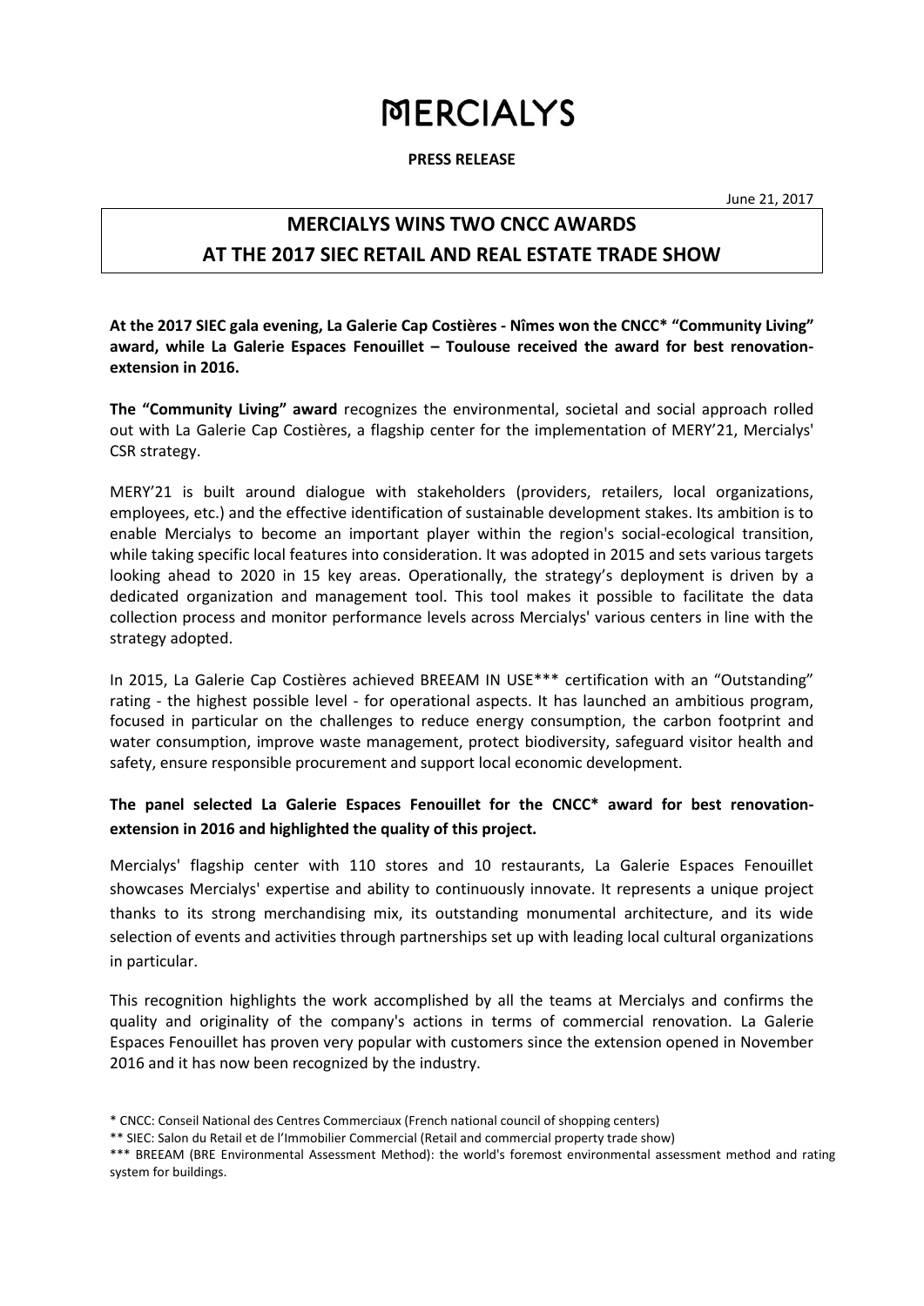# MERCIALYS

**PRESS RELEASE**

June 21, 2017

## MERCIALYS WINS TWO CNCC AWARDS AT THE 2017 SIEC RETAIL AND REAL ESTATE TRADE SHOW

**At the 2017 SIEC gala evening, La Galerie Cap Costières - Nîmes won the CNCC* "Community Living" award, while La Galerie Espaces Fenouillet – Toulouse received the award for best renovation-extension in 2016.**

**The "Community Living" award** recognizes the environmental, societal and social approach rolled out with La Galerie Cap Costières, a flagship center for the implementation of MERY'21, Mercialys' CSR strategy.

MERY'21 is built around dialogue with stakeholders (providers, retailers, local organizations, employees, etc.) and the effective identification of sustainable development stakes. Its ambition is to enable Mercialys to become an important player within the region's social-ecological transition, while taking specific local features into consideration. It was adopted in 2015 and sets various targets looking ahead to 2020 in 15 key areas. Operationally, the strategy's deployment is driven by a dedicated organization and management tool. This tool makes it possible to facilitate the data collection process and monitor performance levels across Mercialys' various centers in line with the strategy adopted.

In 2015, La Galerie Cap Costières achieved BREEAM IN USE*** certification with an "Outstanding" rating - the highest possible level - for operational aspects. It has launched an ambitious program, focused in particular on the challenges to reduce energy consumption, the carbon footprint and water consumption, improve waste management, protect biodiversity, safeguard visitor health and safety, ensure responsible procurement and support local economic development.

**The panel selected La Galerie Espaces Fenouillet for the CNCC* award for best renovation-extension in 2016 and highlighted the quality of this project.**

Mercialys' flagship center with 110 stores and 10 restaurants, La Galerie Espaces Fenouillet showcases Mercialys' expertise and ability to continuously innovate. It represents a unique project thanks to its strong merchandising mix, its outstanding monumental architecture, and its wide selection of events and activities through partnerships set up with leading local cultural organizations in particular.

This recognition highlights the work accomplished by all the teams at Mercialys and confirms the quality and originality of the company's actions in terms of commercial renovation. La Galerie Espaces Fenouillet has proven very popular with customers since the extension opened in November 2016 and it has now been recognized by the industry.

* CNCC: Conseil National des Centres Commerciaux (French national council of shopping centers)

** SIEC: Salon du Retail et de l'Immobilier Commercial (Retail and commercial property trade show)

*** BREEAM (BRE Environmental Assessment Method): the world's foremost environmental assessment method and rating system for buildings.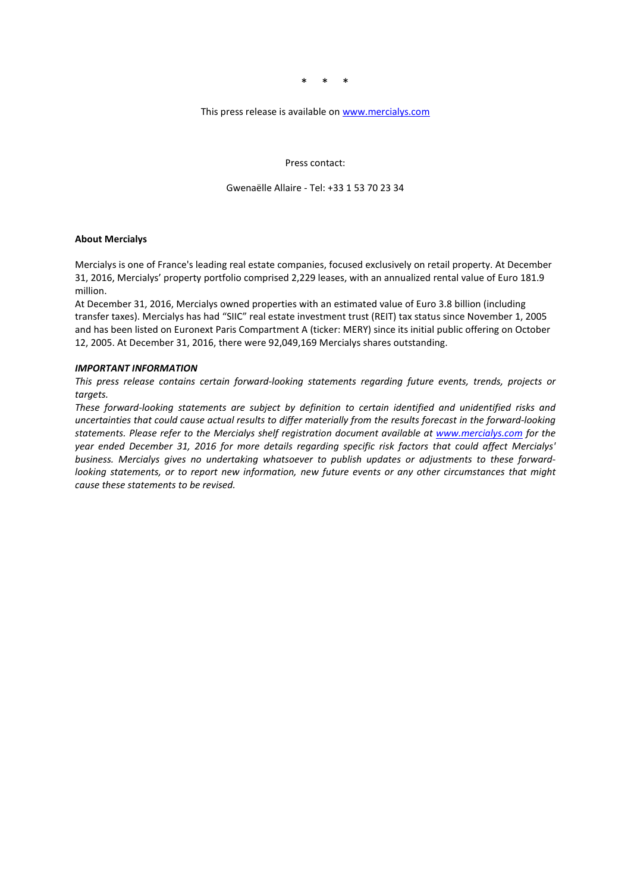\*    \*    \*

This press release is available on [www.mercialys.com](www.mercialys.com)

Press contact:

Gwenaëlle Allaire - Tel: +33 1 53 70 23 34

**About Mercialys**

Mercialys is one of France's leading real estate companies, focused exclusively on retail property. At December 31, 2016, Mercialys' property portfolio comprised 2,229 leases, with an annualized rental value of Euro 181.9 million.

At December 31, 2016, Mercialys owned properties with an estimated value of Euro 3.8 billion (including transfer taxes). Mercialys has had "SIIC" real estate investment trust (REIT) tax status since November 1, 2005 and has been listed on Euronext Paris Compartment A (ticker: MERY) since its initial public offering on October 12, 2005. At December 31, 2016, there were 92,049,169 Mercialys shares outstanding.

***IMPORTANT INFORMATION***

*This press release contains certain forward-looking statements regarding future events, trends, projects or targets.*

*These forward-looking statements are subject by definition to certain identified and unidentified risks and uncertainties that could cause actual results to differ materially from the results forecast in the forward-looking statements. Please refer to the Mercialys shelf registration document available at [www.mercialys.com](www.mercialys.com) for the year ended December 31, 2016 for more details regarding specific risk factors that could affect Mercialys' business. Mercialys gives no undertaking whatsoever to publish updates or adjustments to these forward-looking statements, or to report new information, new future events or any other circumstances that might cause these statements to be revised.*